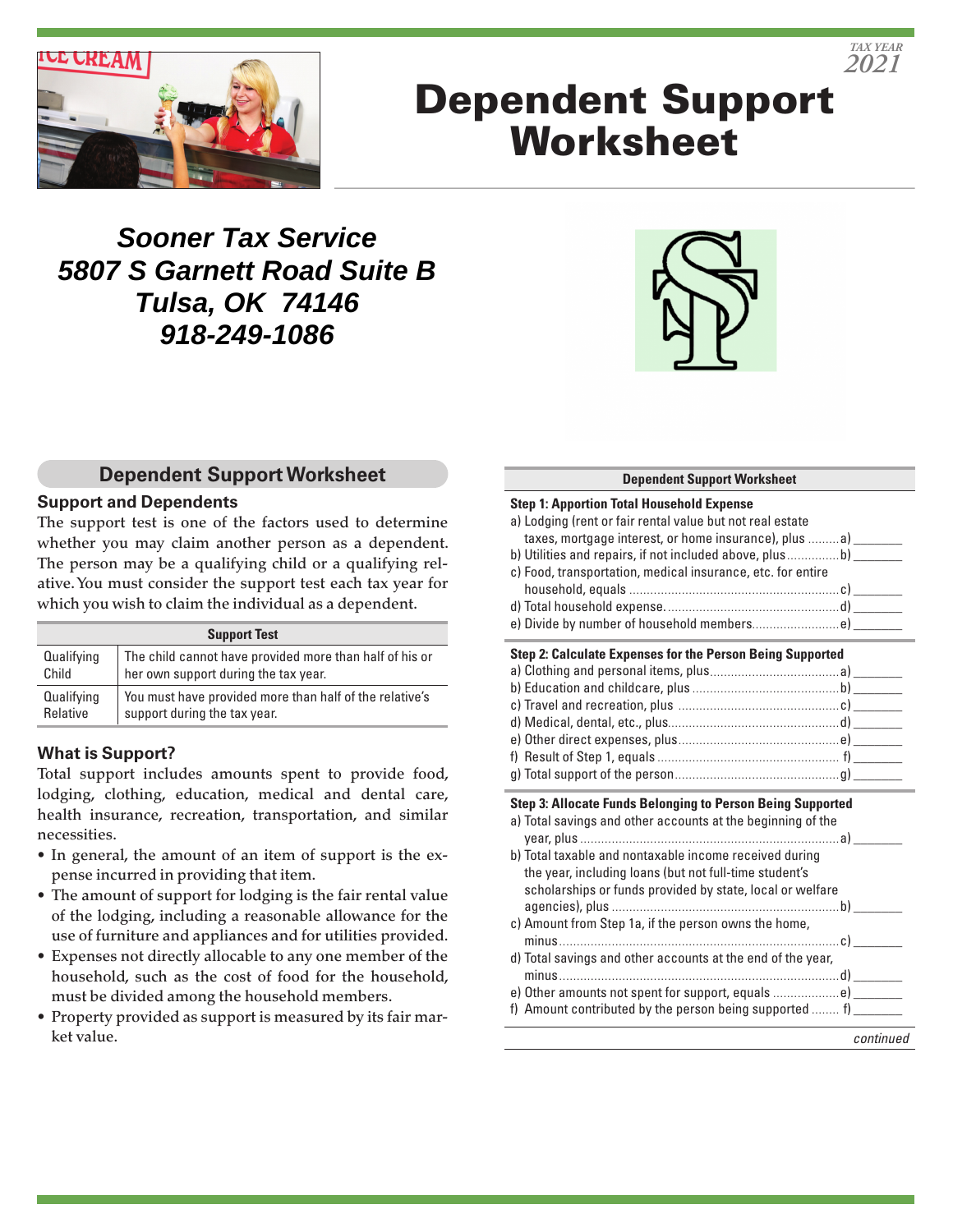TAX YEAR 2021

# Dependent Support Worksheet

***Sooner Tax Service***
***5807 S Garnett Road Suite B***
***Tulsa, OK 74146***
***918-249-1086***

## Dependent Support Worksheet

### Support and Dependents

The support test is one of the factors used to determine whether you may claim another person as a dependent. The person may be a qualifying child or a qualifying relative. You must consider the support test each tax year for which you wish to claim the individual as a dependent.

| Support Test | |
|---|---|
| Qualifying Child | The child cannot have provided more than half of his or her own support during the tax year. |
| Qualifying Relative | You must have provided more than half of the relative's support during the tax year. |

### What is Support?

Total support includes amounts spent to provide food, lodging, clothing, education, medical and dental care, health insurance, recreation, transportation, and similar necessities.

- In general, the amount of an item of support is the expense incurred in providing that item.
- The amount of support for lodging is the fair rental value of the lodging, including a reasonable allowance for the use of furniture and appliances and for utilities provided.
- Expenses not directly allocable to any one member of the household, such as the cost of food for the household, must be divided among the household members.
- Property provided as support is measured by its fair market value.

**Dependent Support Worksheet**

**Step 1: Apportion Total Household Expense**

a) Lodging (rent or fair rental value but not real estate taxes, mortgage interest, or home insurance), plus ......... a) _______
b) Utilities and repairs, if not included above, plus ............... b) _______
c) Food, transportation, medical insurance, etc. for entire household, equals ............ c) _______
d) Total household expense. ............ d) _______
e) Divide by number of household members............ e) _______

**Step 2: Calculate Expenses for the Person Being Supported**

a) Clothing and personal items, plus............ a) _______
b) Education and childcare, plus ............ b) _______
c) Travel and recreation, plus ............ c) _______
d) Medical, dental, etc., plus............ d) _______
e) Other direct expenses, plus............ e) _______
f) Result of Step 1, equals ............ f) _______
g) Total support of the person............ g) _______

**Step 3: Allocate Funds Belonging to Person Being Supported**

a) Total savings and other accounts at the beginning of the year, plus ............ a) _______
b) Total taxable and nontaxable income received during the year, including loans (but not full-time student's scholarships or funds provided by state, local or welfare agencies), plus ............ b) _______
c) Amount from Step 1a, if the person owns the home, minus............ c) _______
d) Total savings and other accounts at the end of the year, minus............ d) _______
e) Other amounts not spent for support, equals ............ e) _______
f) Amount contributed by the person being supported ........ f) _______

*continued*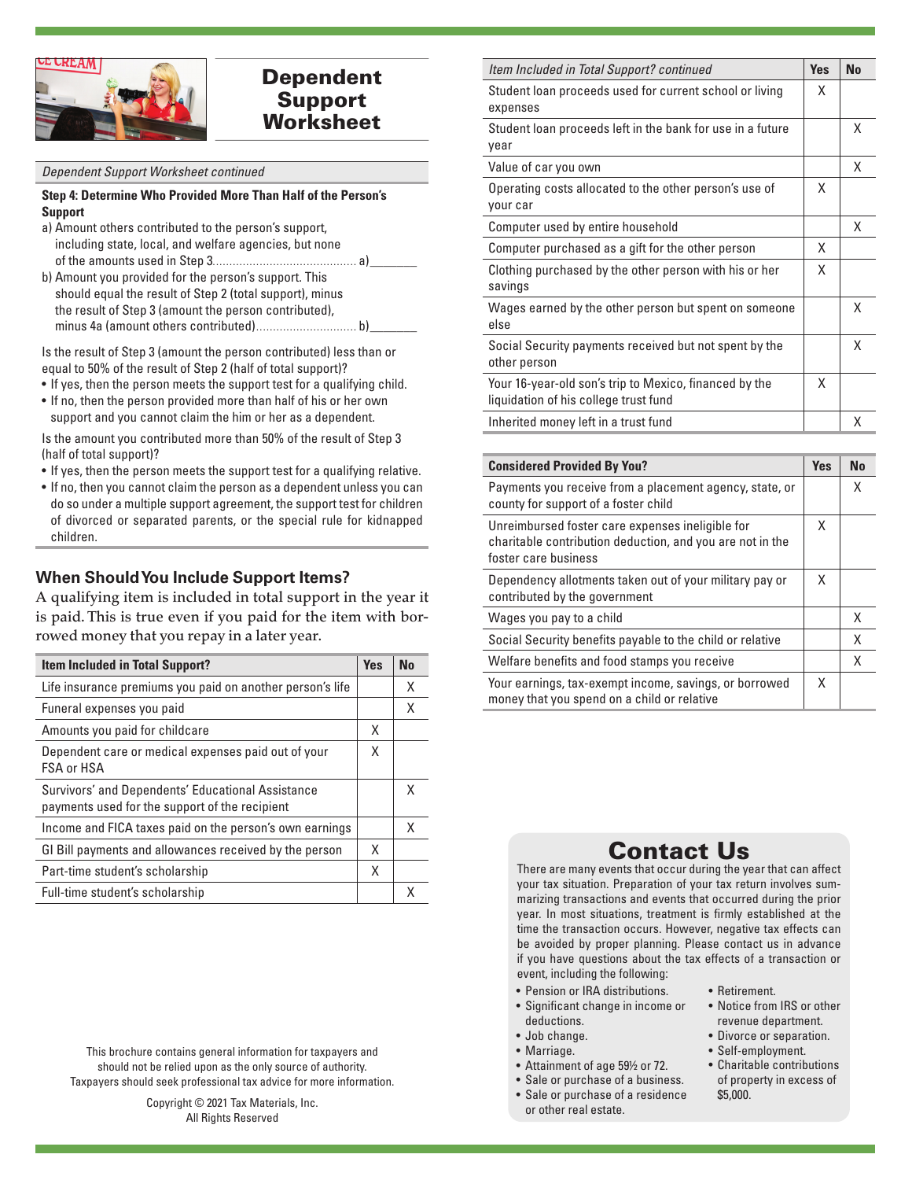# Dependent Support Worksheet

*Dependent Support Worksheet continued*

**Step 4: Determine Who Provided More Than Half of the Person's Support**

a) Amount others contributed to the person's support, including state, local, and welfare agencies, but none of the amounts used in Step 3 .......................................... a)________

b) Amount you provided for the person's support. This should equal the result of Step 2 (total support), minus the result of Step 3 (amount the person contributed), minus 4a (amount others contributed) ............................. b)________

Is the result of Step 3 (amount the person contributed) less than or equal to 50% of the result of Step 2 (half of total support)?

- If yes, then the person meets the support test for a qualifying child.
- If no, then the person provided more than half of his or her own support and you cannot claim the him or her as a dependent.

Is the amount you contributed more than 50% of the result of Step 3 (half of total support)?

- If yes, then the person meets the support test for a qualifying relative.
- If no, then you cannot claim the person as a dependent unless you can do so under a multiple support agreement, the support test for children of divorced or separated parents, or the special rule for kidnapped children.

## When Should You Include Support Items?

A qualifying item is included in total support in the year it is paid. This is true even if you paid for the item with borrowed money that you repay in a later year.

| Item Included in Total Support? | Yes | No |
|---|---|---|
| Life insurance premiums you paid on another person's life | | X |
| Funeral expenses you paid | | X |
| Amounts you paid for childcare | X | |
| Dependent care or medical expenses paid out of your FSA or HSA | X | |
| Survivors' and Dependents' Educational Assistance payments used for the support of the recipient | | X |
| Income and FICA taxes paid on the person's own earnings | | X |
| GI Bill payments and allowances received by the person | X | |
| Part-time student's scholarship | X | |
| Full-time student's scholarship | | X |
| *Item Included in Total Support? continued* | | |
| Student loan proceeds used for current school or living expenses | X | |
| Student loan proceeds left in the bank for use in a future year | | X |
| Value of car you own | | X |
| Operating costs allocated to the other person's use of your car | X | |
| Computer used by entire household | | X |
| Computer purchased as a gift for the other person | X | |
| Clothing purchased by the other person with his or her savings | X | |
| Wages earned by the other person but spent on someone else | | X |
| Social Security payments received but not spent by the other person | | X |
| Your 16-year-old son's trip to Mexico, financed by the liquidation of his college trust fund | X | |
| Inherited money left in a trust fund | | X |

| Considered Provided By You? | Yes | No |
|---|---|---|
| Payments you receive from a placement agency, state, or county for support of a foster child | | X |
| Unreimbursed foster care expenses ineligible for charitable contribution deduction, and you are not in the foster care business | X | |
| Dependency allotments taken out of your military pay or contributed by the government | X | |
| Wages you pay to a child | | X |
| Social Security benefits payable to the child or relative | | X |
| Welfare benefits and food stamps you receive | | X |
| Your earnings, tax-exempt income, savings, or borrowed money that you spend on a child or relative | X | |

## Contact Us

There are many events that occur during the year that can affect your tax situation. Preparation of your tax return involves summarizing transactions and events that occurred during the prior year. In most situations, treatment is firmly established at the time the transaction occurs. However, negative tax effects can be avoided by proper planning. Please contact us in advance if you have questions about the tax effects of a transaction or event, including the following:

- Pension or IRA distributions.
- Significant change in income or deductions.
- Job change.
- Marriage.
- Attainment of age 59½ or 72.
- Sale or purchase of a business.
- Sale or purchase of a residence or other real estate.
- Retirement.
- Notice from IRS or other revenue department.
- Divorce or separation.
- Self-employment.
- Charitable contributions of property in excess of $5,000.

This brochure contains general information for taxpayers and should not be relied upon as the only source of authority. Taxpayers should seek professional tax advice for more information.

Copyright © 2021 Tax Materials, Inc.
All Rights Reserved